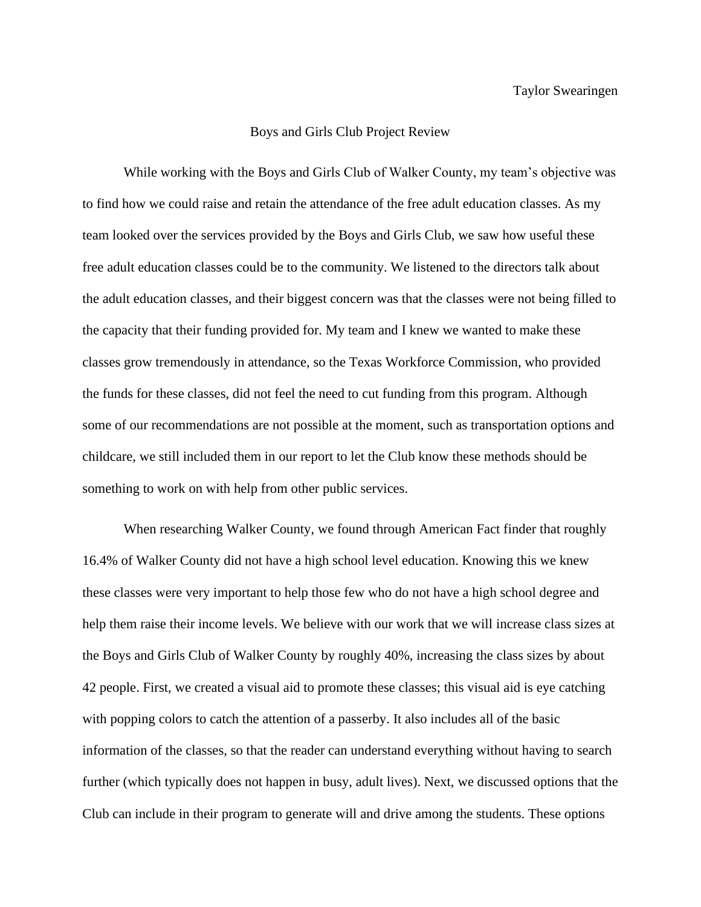Taylor Swearingen

# Boys and Girls Club Project Review

While working with the Boys and Girls Club of Walker County, my team's objective was to find how we could raise and retain the attendance of the free adult education classes. As my team looked over the services provided by the Boys and Girls Club, we saw how useful these free adult education classes could be to the community. We listened to the directors talk about the adult education classes, and their biggest concern was that the classes were not being filled to the capacity that their funding provided for. My team and I knew we wanted to make these classes grow tremendously in attendance, so the Texas Workforce Commission, who provided the funds for these classes, did not feel the need to cut funding from this program. Although some of our recommendations are not possible at the moment, such as transportation options and childcare, we still included them in our report to let the Club know these methods should be something to work on with help from other public services.

When researching Walker County, we found through American Fact finder that roughly 16.4% of Walker County did not have a high school level education. Knowing this we knew these classes were very important to help those few who do not have a high school degree and help them raise their income levels. We believe with our work that we will increase class sizes at the Boys and Girls Club of Walker County by roughly 40%, increasing the class sizes by about 42 people. First, we created a visual aid to promote these classes; this visual aid is eye catching with popping colors to catch the attention of a passerby. It also includes all of the basic information of the classes, so that the reader can understand everything without having to search further (which typically does not happen in busy, adult lives). Next, we discussed options that the Club can include in their program to generate will and drive among the students. These options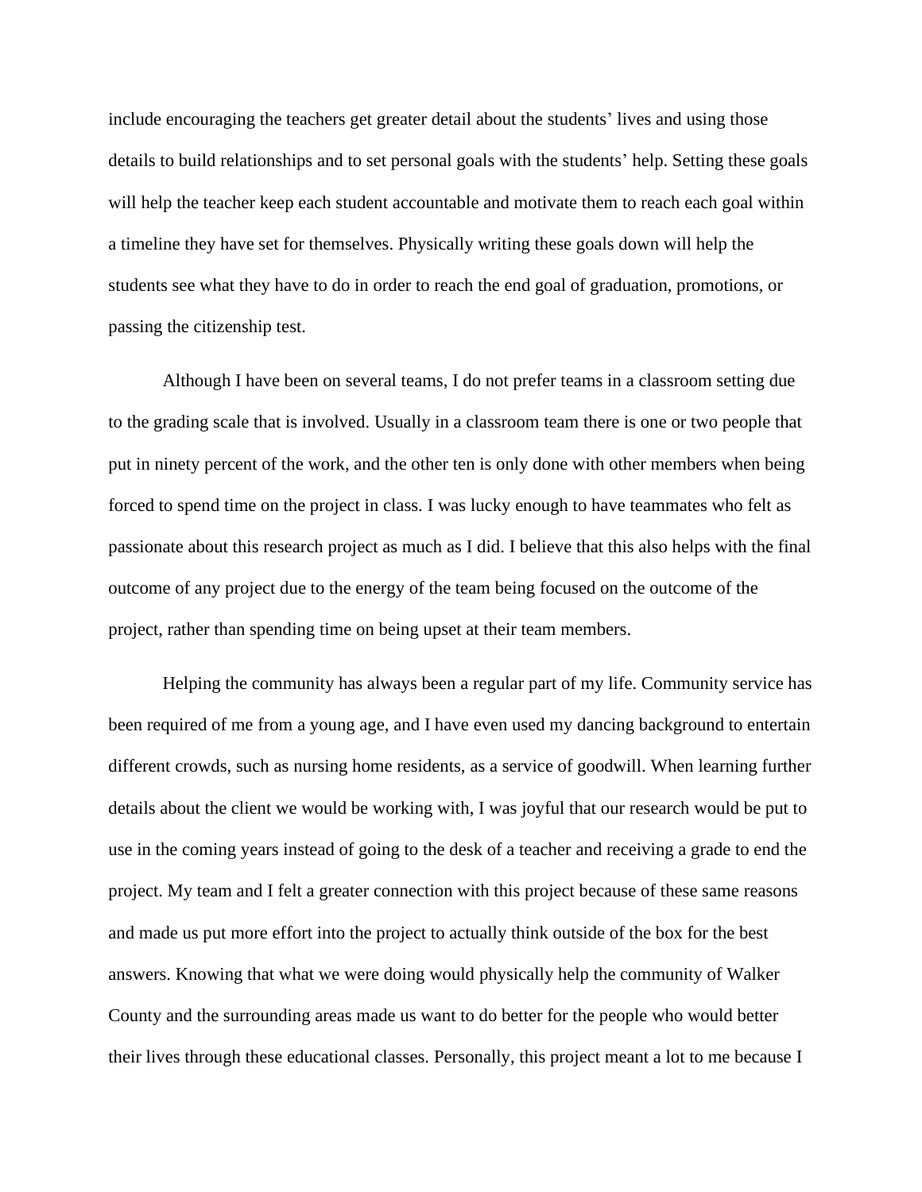include encouraging the teachers get greater detail about the students' lives and using those details to build relationships and to set personal goals with the students' help. Setting these goals will help the teacher keep each student accountable and motivate them to reach each goal within a timeline they have set for themselves. Physically writing these goals down will help the students see what they have to do in order to reach the end goal of graduation, promotions, or passing the citizenship test.

Although I have been on several teams, I do not prefer teams in a classroom setting due to the grading scale that is involved. Usually in a classroom team there is one or two people that put in ninety percent of the work, and the other ten is only done with other members when being forced to spend time on the project in class. I was lucky enough to have teammates who felt as passionate about this research project as much as I did. I believe that this also helps with the final outcome of any project due to the energy of the team being focused on the outcome of the project, rather than spending time on being upset at their team members.

Helping the community has always been a regular part of my life. Community service has been required of me from a young age, and I have even used my dancing background to entertain different crowds, such as nursing home residents, as a service of goodwill. When learning further details about the client we would be working with, I was joyful that our research would be put to use in the coming years instead of going to the desk of a teacher and receiving a grade to end the project. My team and I felt a greater connection with this project because of these same reasons and made us put more effort into the project to actually think outside of the box for the best answers. Knowing that what we were doing would physically help the community of Walker County and the surrounding areas made us want to do better for the people who would better their lives through these educational classes. Personally, this project meant a lot to me because I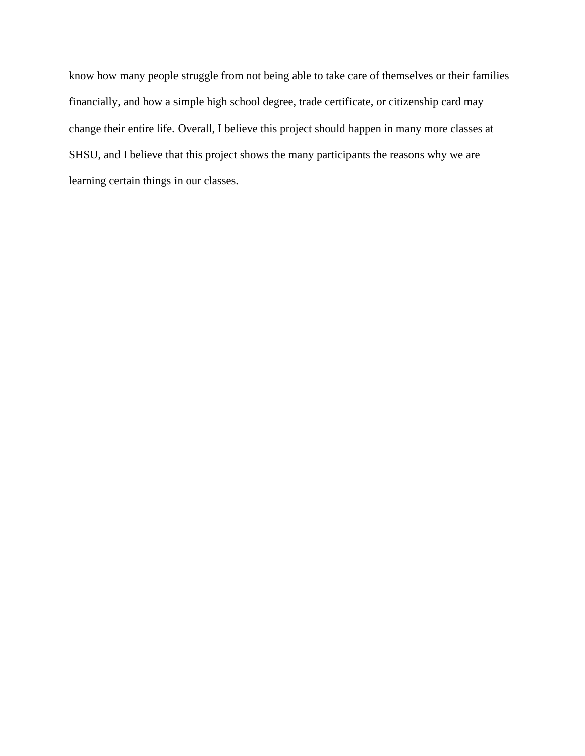know how many people struggle from not being able to take care of themselves or their families financially, and how a simple high school degree, trade certificate, or citizenship card may change their entire life. Overall, I believe this project should happen in many more classes at SHSU, and I believe that this project shows the many participants the reasons why we are learning certain things in our classes.